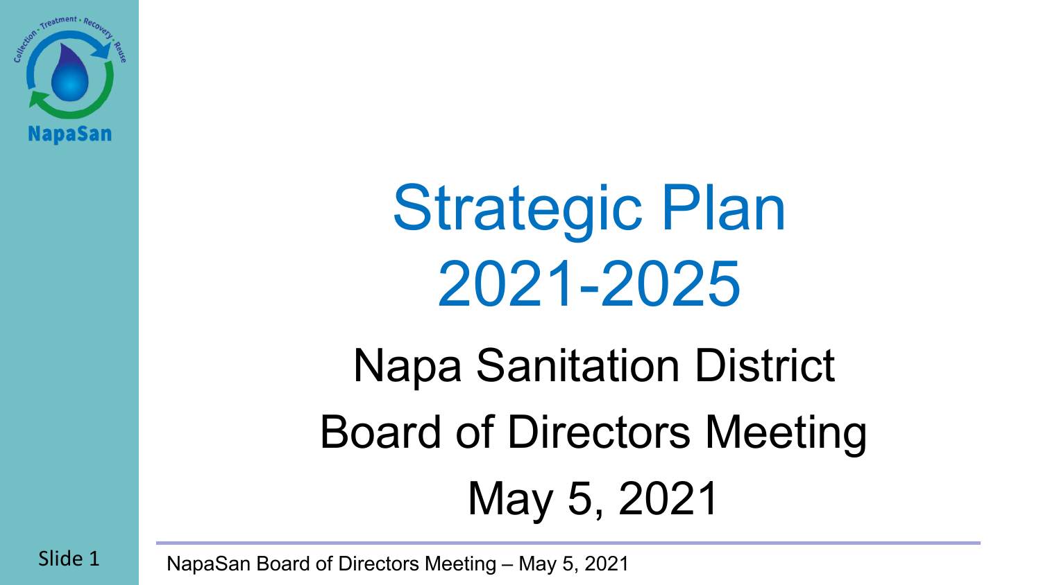# Strategic Plan 2021-2025

Napa Sanitation District

Board of Directors Meeting

May 5, 2021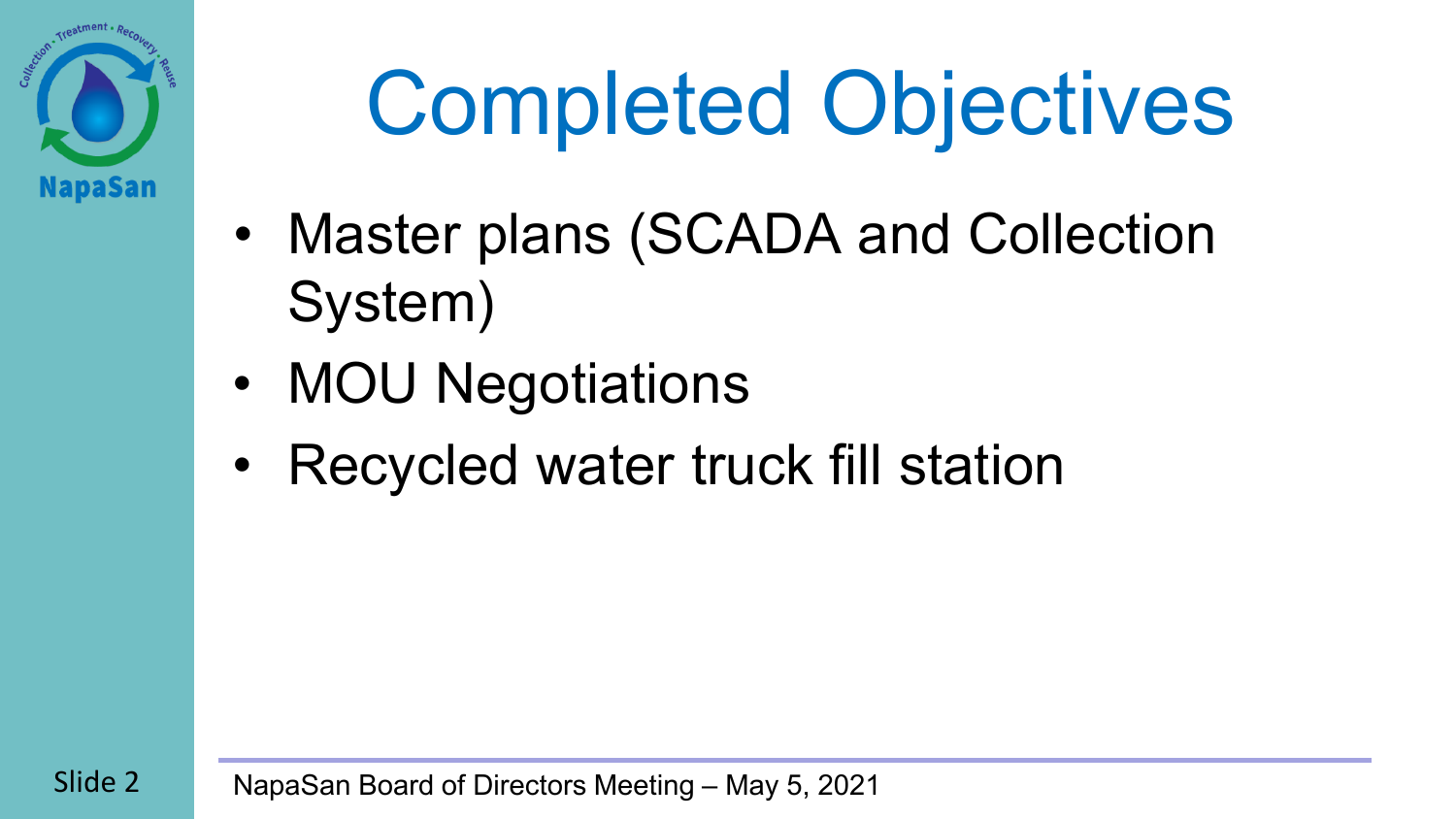# Completed Objectives

- Master plans (SCADA and Collection System)
- MOU Negotiations
- Recycled water truck fill station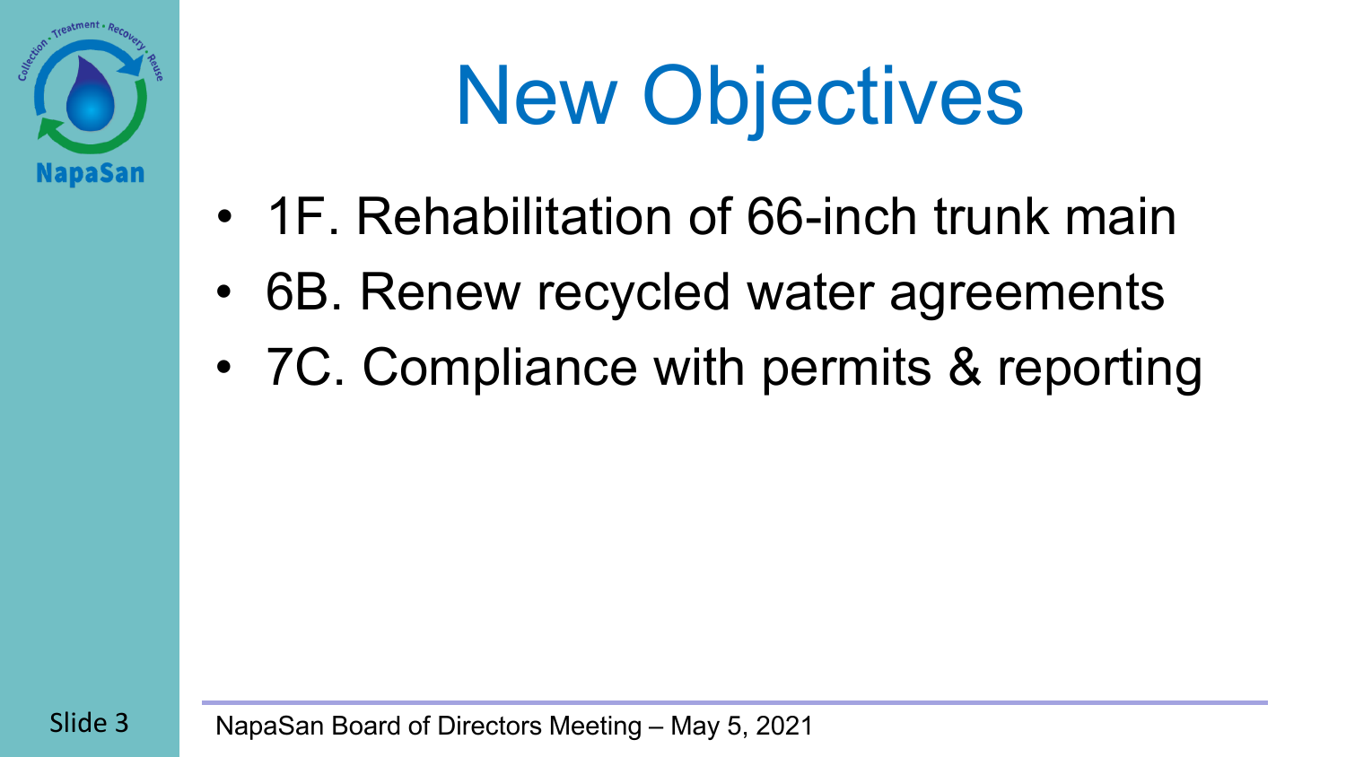# New Objectives

- 1F. Rehabilitation of 66-inch trunk main
- 6B. Renew recycled water agreements
- 7C. Compliance with permits & reporting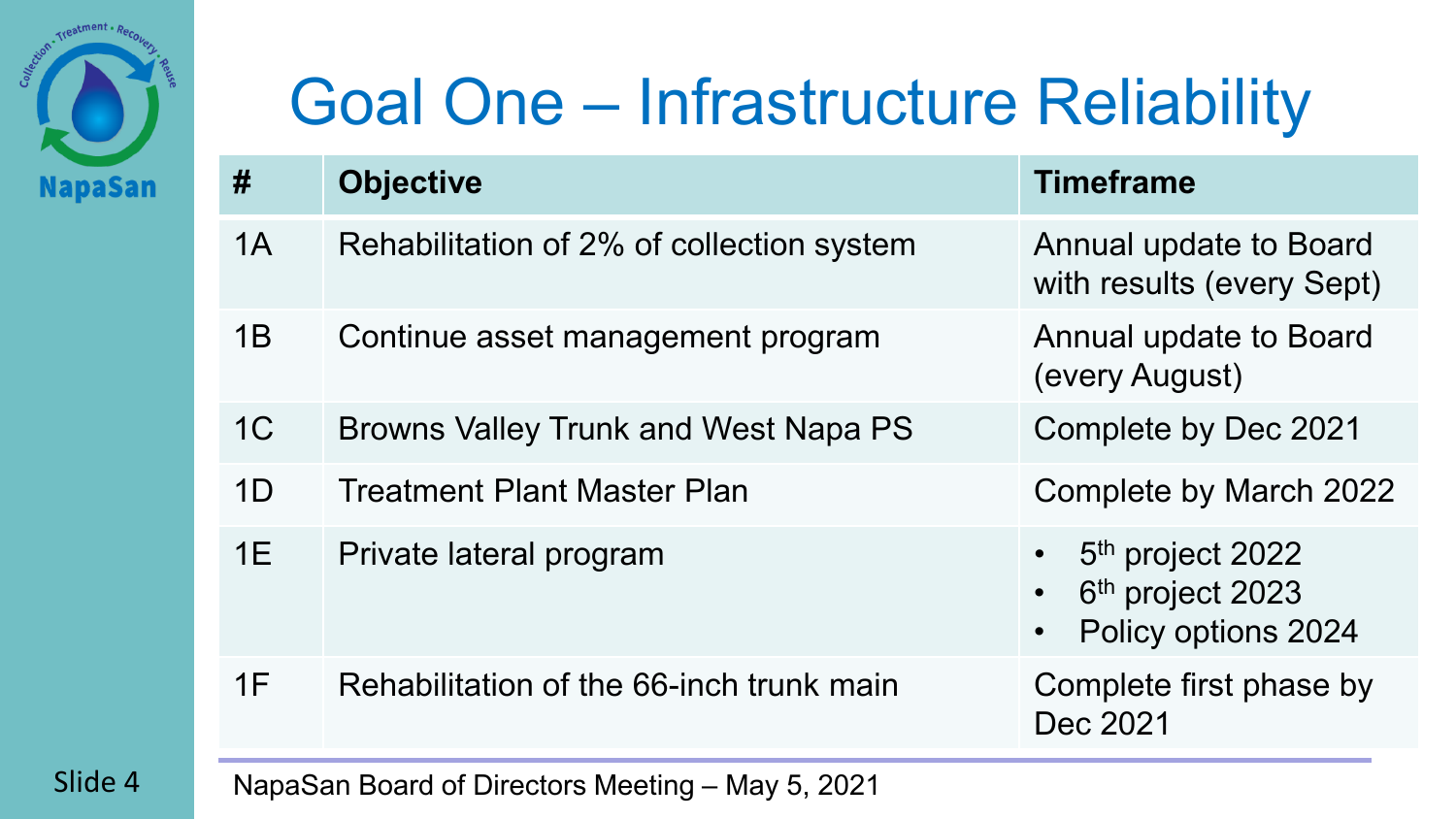# Goal One – Infrastructure Reliability

| # | Objective | Timeframe |
|---|---|---|
| 1A | Rehabilitation of 2% of collection system | Annual update to Board with results (every Sept) |
| 1B | Continue asset management program | Annual update to Board (every August) |
| 1C | Browns Valley Trunk and West Napa PS | Complete by Dec 2021 |
| 1D | Treatment Plant Master Plan | Complete by March 2022 |
| 1E | Private lateral program | • 5th project 2022<br>• 6th project 2023<br>• Policy options 2024 |
| 1F | Rehabilitation of the 66-inch trunk main | Complete first phase by Dec 2021 |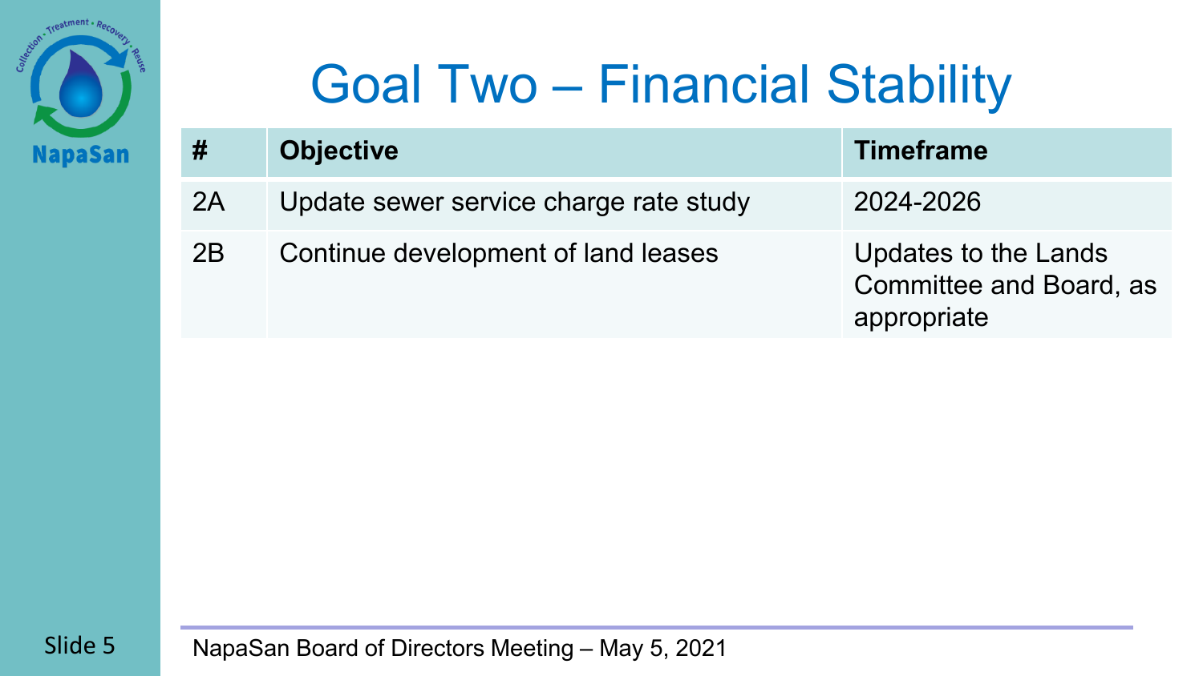# Goal Two – Financial Stability

| # | Objective | Timeframe |
| --- | --- | --- |
| 2A | Update sewer service charge rate study | 2024-2026 |
| 2B | Continue development of land leases | Updates to the Lands Committee and Board, as appropriate |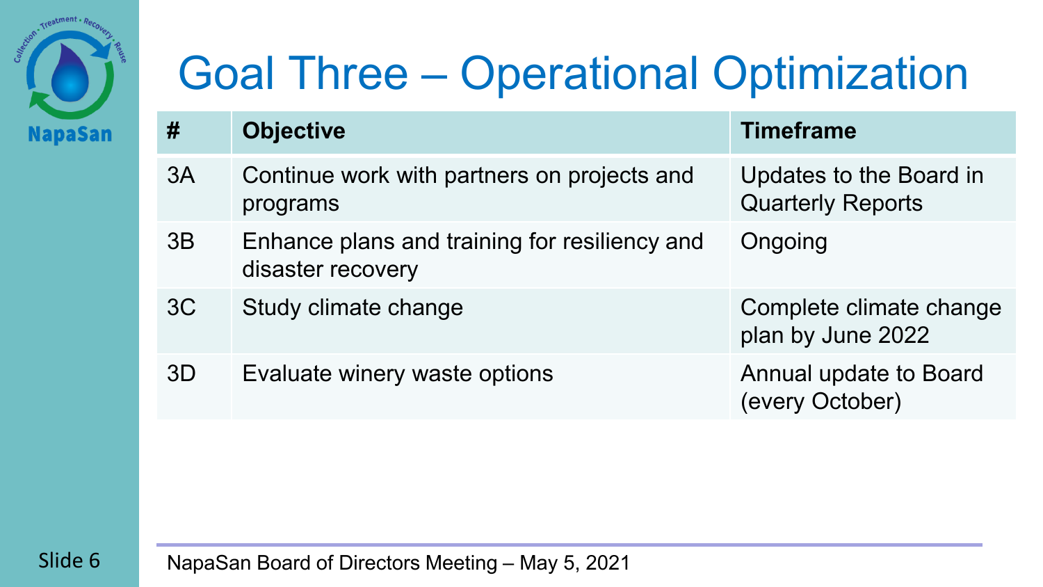# Goal Three – Operational Optimization

| # | Objective | Timeframe |
|---|---|---|
| 3A | Continue work with partners on projects and programs | Updates to the Board in Quarterly Reports |
| 3B | Enhance plans and training for resiliency and disaster recovery | Ongoing |
| 3C | Study climate change | Complete climate change plan by June 2022 |
| 3D | Evaluate winery waste options | Annual update to Board (every October) |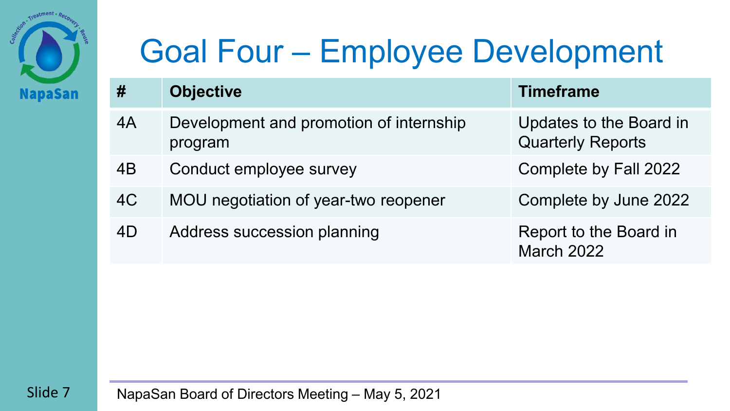# Goal Four – Employee Development

| # | Objective | Timeframe |
| --- | --- | --- |
| 4A | Development and promotion of internship program | Updates to the Board in Quarterly Reports |
| 4B | Conduct employee survey | Complete by Fall 2022 |
| 4C | MOU negotiation of year-two reopener | Complete by June 2022 |
| 4D | Address succession planning | Report to the Board in March 2022 |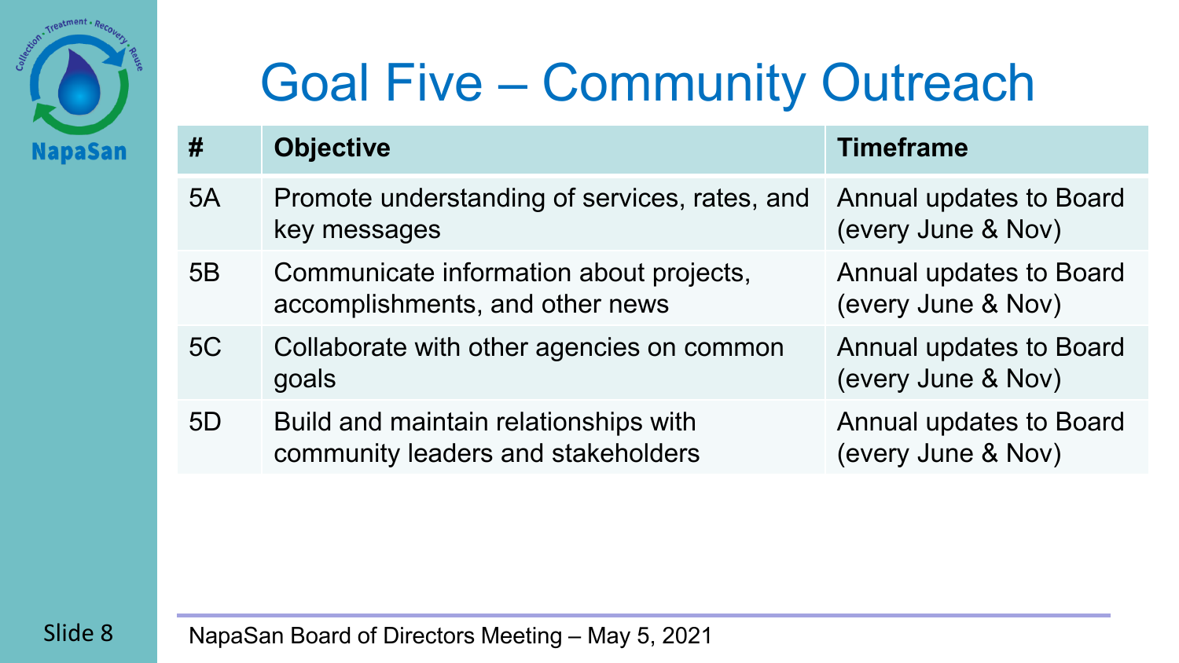# Goal Five – Community Outreach

| # | Objective | Timeframe |
|---|---|---|
| 5A | Promote understanding of services, rates, and key messages | Annual updates to Board (every June & Nov) |
| 5B | Communicate information about projects, accomplishments, and other news | Annual updates to Board (every June & Nov) |
| 5C | Collaborate with other agencies on common goals | Annual updates to Board (every June & Nov) |
| 5D | Build and maintain relationships with community leaders and stakeholders | Annual updates to Board (every June & Nov) |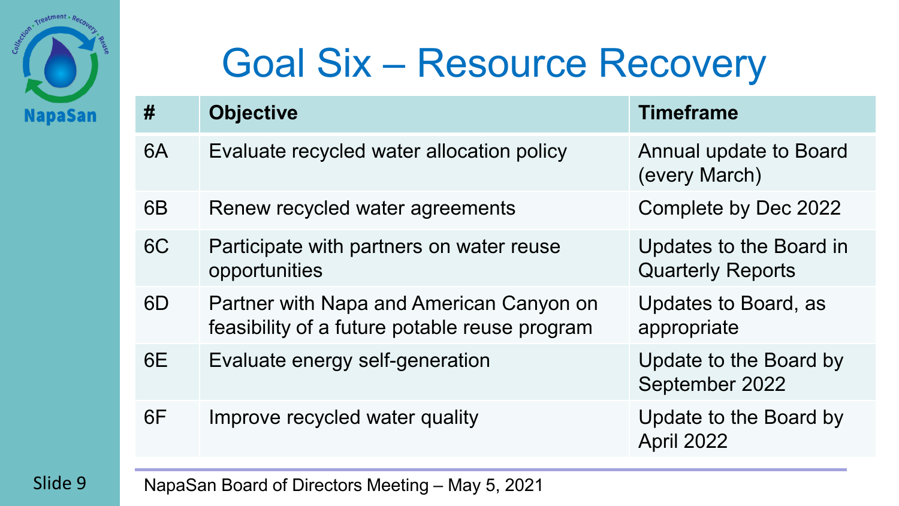# Goal Six – Resource Recovery

| # | Objective | Timeframe |
|---|---|---|
| 6A | Evaluate recycled water allocation policy | Annual update to Board (every March) |
| 6B | Renew recycled water agreements | Complete by Dec 2022 |
| 6C | Participate with partners on water reuse opportunities | Updates to the Board in Quarterly Reports |
| 6D | Partner with Napa and American Canyon on feasibility of a future potable reuse program | Updates to Board, as appropriate |
| 6E | Evaluate energy self-generation | Update to the Board by September 2022 |
| 6F | Improve recycled water quality | Update to the Board by April 2022 |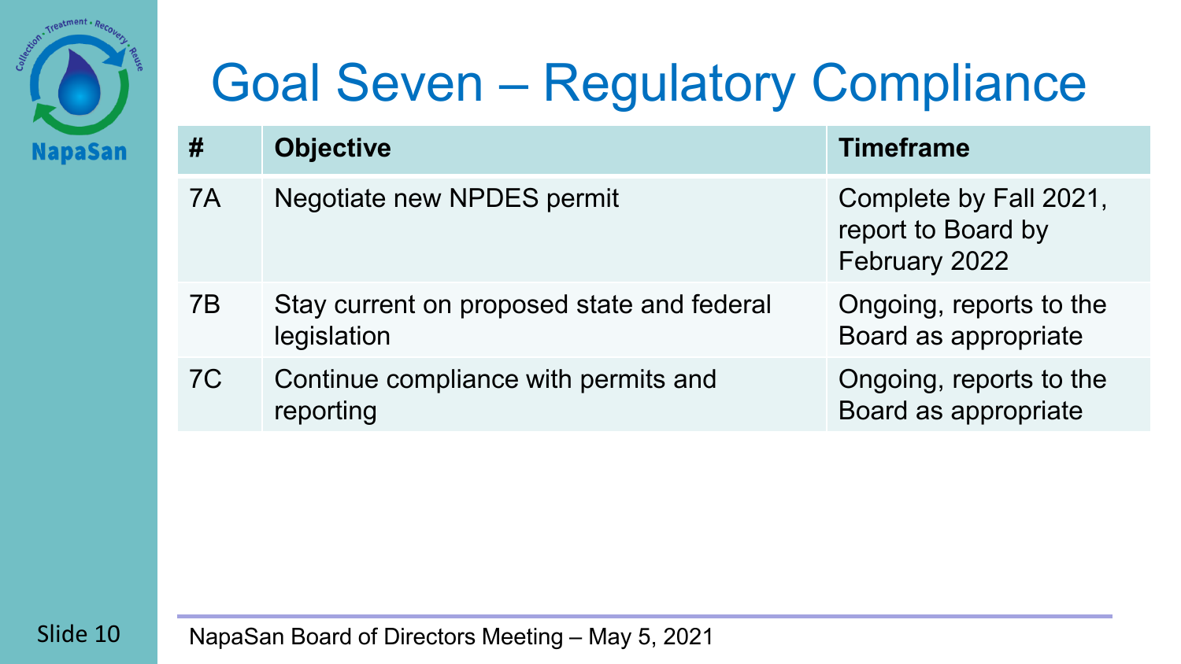# Goal Seven – Regulatory Compliance

| # | Objective | Timeframe |
|---|---|---|
| 7A | Negotiate new NPDES permit | Complete by Fall 2021, report to Board by February 2022 |
| 7B | Stay current on proposed state and federal legislation | Ongoing, reports to the Board as appropriate |
| 7C | Continue compliance with permits and reporting | Ongoing, reports to the Board as appropriate |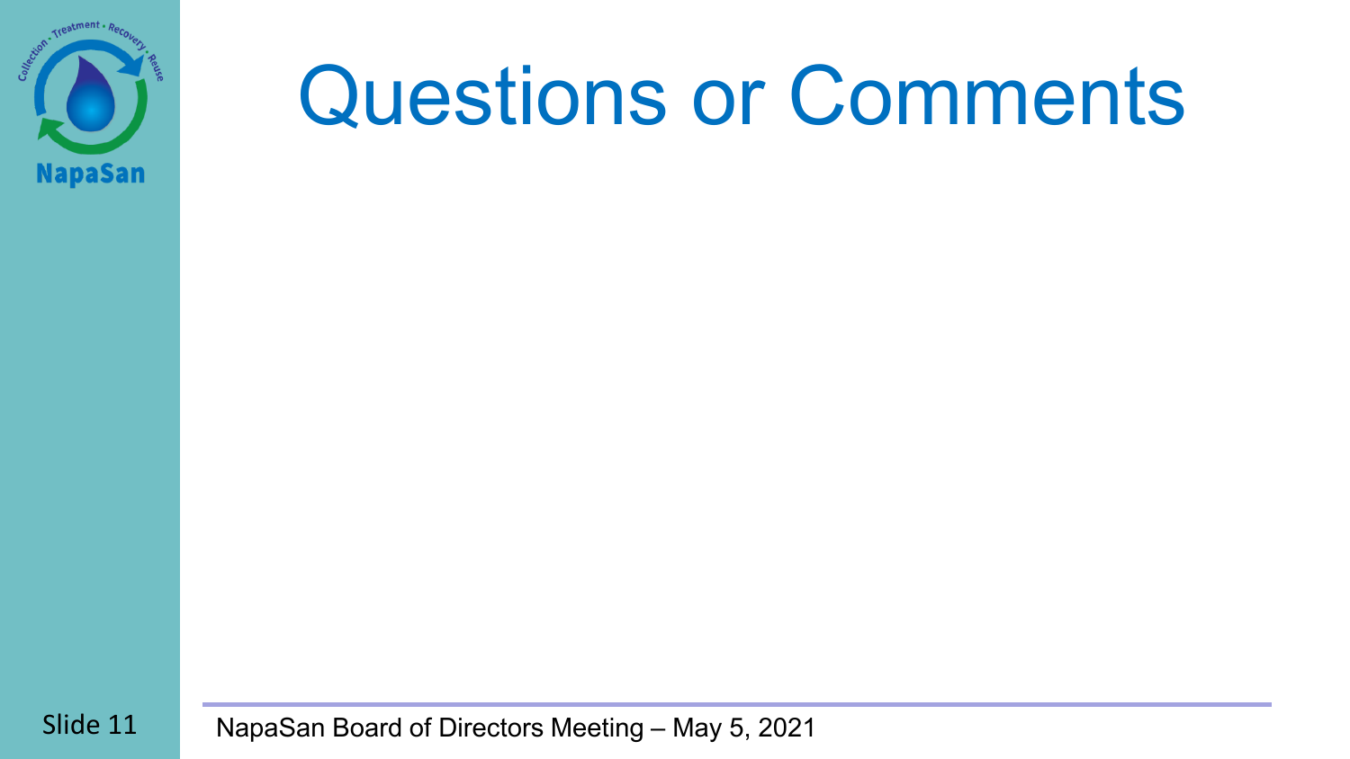# Questions or Comments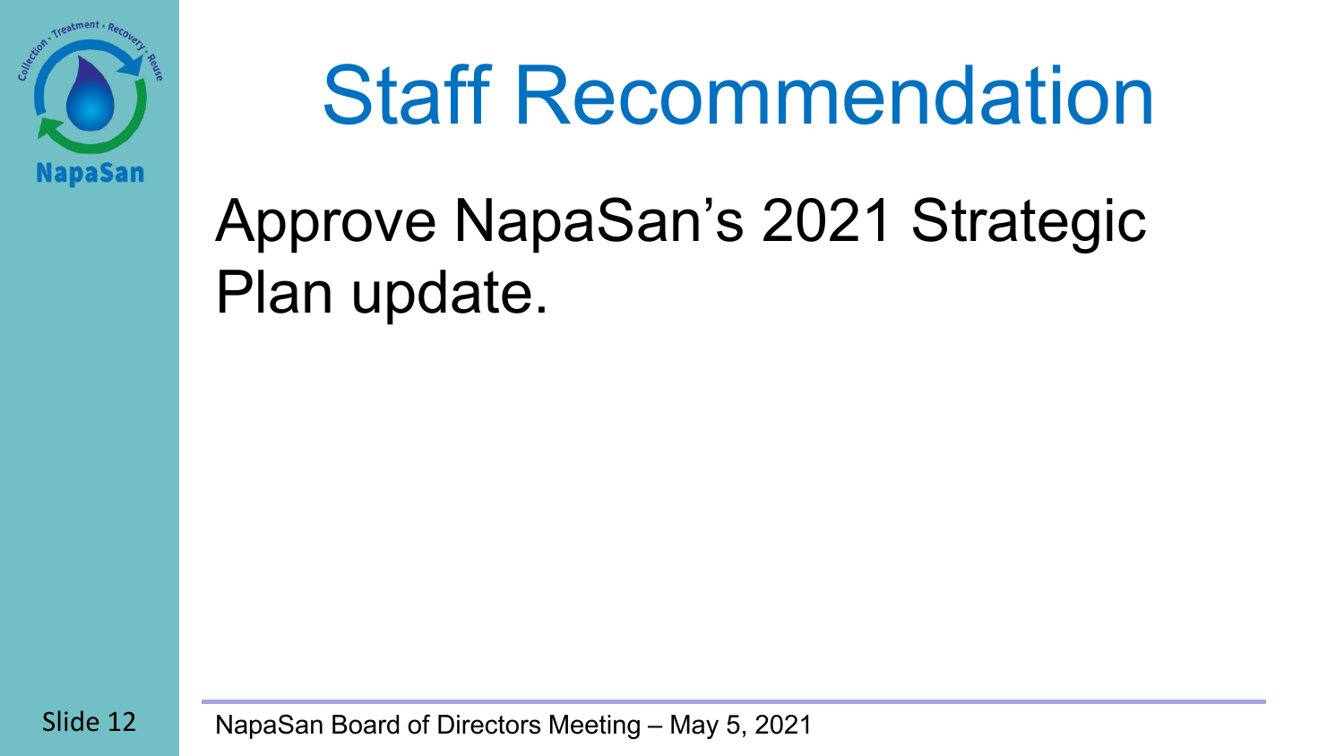# Staff Recommendation

Approve NapaSan's 2021 Strategic Plan update.